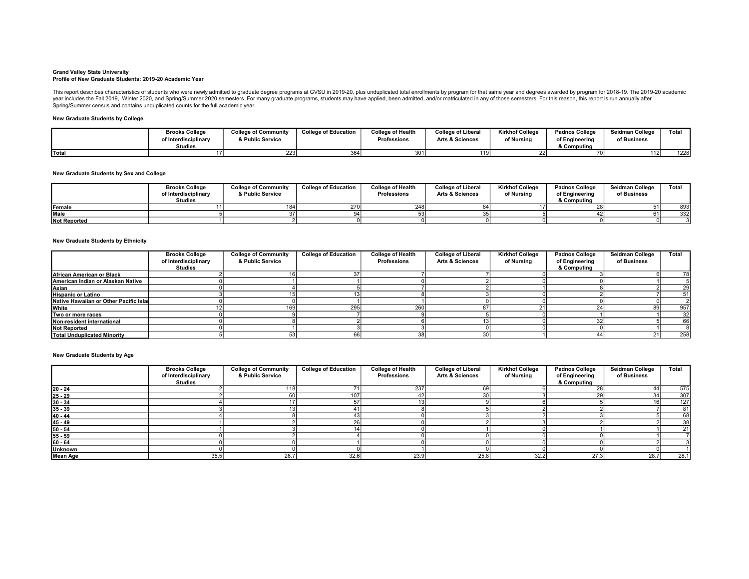**Grand Valley State University**
**Profile of New Graduate Students: 2019-20 Academic Year**

This report describes characteristics of students who were newly admitted to graduate degree programs at GVSU in 2019-20, plus unduplicated total enrollments by program for that same year and degrees awarded by program for 2018-19. The 2019-20 academic year includes the Fall 2019, Winter 2020, and Spring/Summer 2020 semesters. For many graduate programs, students may have applied, been admitted, and/or matriculated in any of those semesters. For this reason, this report is run annually after Spring/Summer census and contains unduplicated counts for the full academic year.

**New Graduate Students by College**

| | Brooks College of Interdisciplinary Studies | College of Community & Public Service | College of Education | College of Health Professions | College of Liberal Arts & Sciences | Kirkhof College of Nursing | Padnos College of Engineering & Computing | Seidman College of Business | Total |
|---|---|---|---|---|---|---|---|---|---|
| Total | 17 | 223 | 364 | 301 | 119 | 22 | 70 | 112 | 1228 |

**New Graduate Students by Sex and College**

| | Brooks College of Interdisciplinary Studies | College of Community & Public Service | College of Education | College of Health Professions | College of Liberal Arts & Sciences | Kirkhof College of Nursing | Padnos College of Engineering & Computing | Seidman College of Business | Total |
|---|---|---|---|---|---|---|---|---|---|
| Female | 11 | 184 | 270 | 248 | 84 | 17 | 28 | 51 | 893 |
| Male | 5 | 37 | 94 | 53 | 35 | 5 | 42 | 61 | 332 |
| Not Reported | 1 | 2 | 0 | 0 | 0 | 0 | 0 | 0 | 3 |

**New Graduate Students by Ethnicity**

| | Brooks College of Interdisciplinary Studies | College of Community & Public Service | College of Education | College of Health Professions | College of Liberal Arts & Sciences | Kirkhof College of Nursing | Padnos College of Engineering & Computing | Seidman College of Business | Total |
|---|---|---|---|---|---|---|---|---|---|
| African American or Black | 2 | 16 | 37 | 7 | 7 | 0 | 3 | 6 | 78 |
| American Indian or Alaskan Native | 0 | 1 | 1 | 0 | 2 | 0 | 0 | 1 | 5 |
| Asian | 0 | 4 | 5 | 7 | 2 | 1 | 8 | 2 | 29 |
| Hispanic or Latino | 3 | 15 | 13 | 8 | 3 | 0 | 2 | 7 | 51 |
| Native Hawaiian or Other Pacific Islar | 0 | 0 | 1 | 1 | 0 | 0 | 0 | 0 | 2 |
| White | 12 | 169 | 295 | 260 | 87 | 21 | 24 | 89 | 957 |
| Two or more races | 0 | 9 | 7 | 9 | 5 | 0 | 1 | 1 | 32 |
| Non-resident international | 0 | 8 | 2 | 6 | 13 | 0 | 32 | 5 | 66 |
| Not Reported | 0 | 1 | 3 | 3 | 0 | 0 | 0 | 1 | 8 |
| Total Unduplicated Minority | 5 | 53 | 66 | 38 | 30 | 1 | 44 | 21 | 258 |

**New Graduate Students by Age**

| | Brooks College of Interdisciplinary Studies | College of Community & Public Service | College of Education | College of Health Professions | College of Liberal Arts & Sciences | Kirkhof College of Nursing | Padnos College of Engineering & Computing | Seidman College of Business | Total |
|---|---|---|---|---|---|---|---|---|---|
| 20 - 24 | 2 | 118 | 71 | 237 | 69 | 6 | 28 | 44 | 575 |
| 25 - 29 | 2 | 60 | 107 | 42 | 30 | 3 | 29 | 34 | 307 |
| 30 - 34 | 4 | 17 | 57 | 13 | 9 | 6 | 5 | 16 | 127 |
| 35 - 39 | 3 | 13 | 41 | 8 | 5 | 2 | 2 | 7 | 81 |
| 40 - 44 | 4 | 8 | 43 | 0 | 3 | 2 | 3 | 5 | 68 |
| 45 - 49 | 1 | 2 | 26 | 0 | 2 | 3 | 2 | 2 | 38 |
| 50 - 54 | 1 | 3 | 14 | 0 | 1 | 0 | 1 | 1 | 21 |
| 55 - 59 | 0 | 2 | 4 | 0 | 0 | 0 | 0 | 1 | 7 |
| 60 - 64 | 0 | 0 | 1 | 0 | 0 | 0 | 0 | 2 | 3 |
| Unknown | 0 | 0 | 0 | 1 | 0 | 0 | 0 | 0 | 1 |
| Mean Age | 35.5 | 26.7 | 32.6 | 23.9 | 25.8 | 32.2 | 27.3 | 28.7 | 28.1 |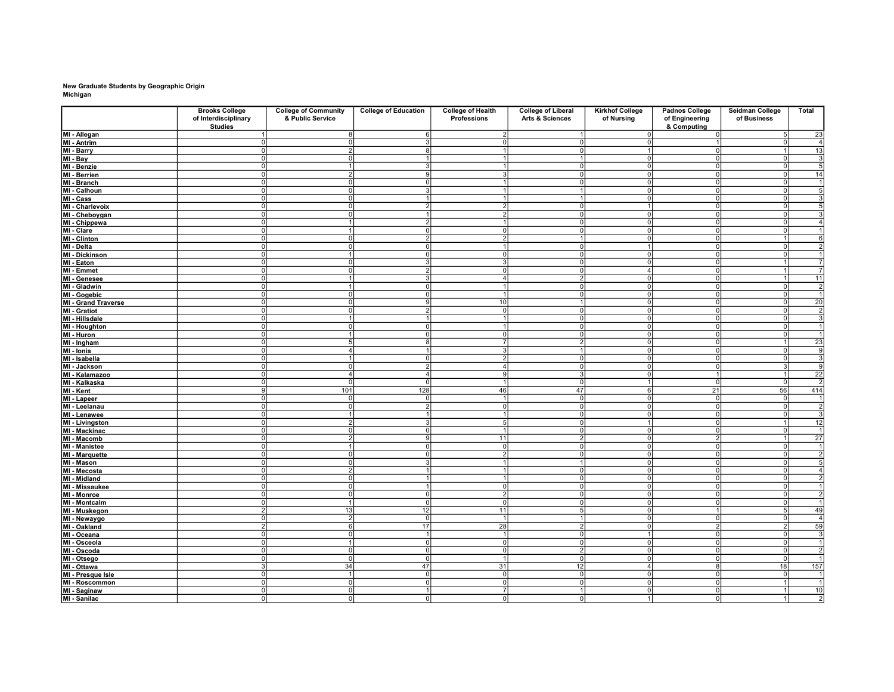**New Graduate Students by Geographic Origin**
**Michigan**

| | Brooks College of Interdisciplinary Studies | College of Community & Public Service | College of Education | College of Health Professions | College of Liberal Arts & Sciences | Kirkhof College of Nursing | Padnos College of Engineering & Computing | Seidman College of Business | Total |
|---|---|---|---|---|---|---|---|---|---|
| MI - Allegan | 1 | 8 | 6 | 2 | 1 | 0 | 0 | 5 | 23 |
| MI - Antrim | 0 | 0 | 3 | 0 | 0 | 0 | 1 | 0 | 4 |
| MI - Barry | 0 | 2 | 8 | 1 | 0 | 1 | 0 | 1 | 13 |
| MI - Bay | 0 | 0 | 1 | 1 | 1 | 0 | 0 | 0 | 3 |
| MI - Benzie | 0 | 1 | 3 | 1 | 0 | 0 | 0 | 0 | 5 |
| MI - Berrien | 0 | 2 | 9 | 3 | 0 | 0 | 0 | 0 | 14 |
| MI - Branch | 0 | 0 | 0 | 1 | 0 | 0 | 0 | 0 | 1 |
| MI - Calhoun | 0 | 0 | 3 | 1 | 1 | 0 | 0 | 0 | 5 |
| MI - Cass | 0 | 0 | 1 | 1 | 1 | 0 | 0 | 0 | 3 |
| MI - Charlevoix | 0 | 0 | 2 | 2 | 0 | 1 | 0 | 0 | 5 |
| MI - Cheboygan | 0 | 0 | 1 | 2 | 0 | 0 | 0 | 0 | 3 |
| MI - Chippewa | 0 | 1 | 2 | 1 | 0 | 0 | 0 | 0 | 4 |
| MI - Clare | 0 | 1 | 0 | 0 | 0 | 0 | 0 | 0 | 1 |
| MI - Clinton | 0 | 0 | 2 | 2 | 1 | 0 | 0 | 1 | 6 |
| MI - Delta | 0 | 0 | 0 | 1 | 0 | 1 | 0 | 0 | 2 |
| MI - Dickinson | 0 | 1 | 0 | 0 | 0 | 0 | 0 | 0 | 1 |
| MI - Eaton | 0 | 0 | 3 | 3 | 0 | 0 | 0 | 1 | 7 |
| MI - Emmet | 0 | 0 | 2 | 0 | 0 | 4 | 0 | 1 | 7 |
| MI - Genesee | 0 | 1 | 3 | 4 | 2 | 0 | 0 | 1 | 11 |
| MI - Gladwin | 0 | 1 | 0 | 1 | 0 | 0 | 0 | 0 | 2 |
| MI - Gogebic | 0 | 0 | 0 | 1 | 0 | 0 | 0 | 0 | 1 |
| MI - Grand Traverse | 0 | 0 | 9 | 10 | 1 | 0 | 0 | 0 | 20 |
| MI - Gratiot | 0 | 0 | 2 | 0 | 0 | 0 | 0 | 0 | 2 |
| MI - Hillsdale | 0 | 1 | 1 | 1 | 0 | 0 | 0 | 0 | 3 |
| MI - Houghton | 0 | 0 | 0 | 1 | 0 | 0 | 0 | 0 | 1 |
| MI - Huron | 0 | 1 | 0 | 0 | 0 | 0 | 0 | 0 | 1 |
| MI - Ingham | 0 | 5 | 8 | 7 | 2 | 0 | 0 | 1 | 23 |
| MI - Ionia | 0 | 4 | 1 | 3 | 1 | 0 | 0 | 0 | 9 |
| MI - Isabella | 0 | 1 | 0 | 2 | 0 | 0 | 0 | 0 | 3 |
| MI - Jackson | 0 | 0 | 2 | 4 | 0 | 0 | 0 | 3 | 9 |
| MI - Kalamazoo | 0 | 4 | 4 | 9 | 3 | 0 | 1 | 1 | 22 |
| MI - Kalkaska | 0 | 0 | 0 | 1 | 0 | 1 | 0 | 0 | 2 |
| MI - Kent | 9 | 101 | 128 | 46 | 47 | 6 | 21 | 56 | 414 |
| MI - Lapeer | 0 | 0 | 0 | 1 | 0 | 0 | 0 | 0 | 1 |
| MI - Leelanau | 0 | 0 | 2 | 0 | 0 | 0 | 0 | 0 | 2 |
| MI - Lenawee | 0 | 1 | 1 | 1 | 0 | 0 | 0 | 0 | 3 |
| MI - Livingston | 0 | 2 | 3 | 5 | 0 | 1 | 0 | 1 | 12 |
| MI - Mackinac | 0 | 0 | 0 | 1 | 0 | 0 | 0 | 0 | 1 |
| MI - Macomb | 0 | 2 | 9 | 11 | 2 | 0 | 2 | 1 | 27 |
| MI - Manistee | 0 | 1 | 0 | 0 | 0 | 0 | 0 | 0 | 1 |
| MI - Marquette | 0 | 0 | 0 | 2 | 0 | 0 | 0 | 0 | 2 |
| MI - Mason | 0 | 0 | 3 | 1 | 1 | 0 | 0 | 0 | 5 |
| MI - Mecosta | 0 | 2 | 1 | 1 | 0 | 0 | 0 | 0 | 4 |
| MI - Midland | 0 | 0 | 1 | 1 | 0 | 0 | 0 | 0 | 2 |
| MI - Missaukee | 0 | 0 | 1 | 0 | 0 | 0 | 0 | 0 | 1 |
| MI - Monroe | 0 | 0 | 0 | 2 | 0 | 0 | 0 | 0 | 2 |
| MI - Montcalm | 0 | 1 | 0 | 0 | 0 | 0 | 0 | 0 | 1 |
| MI - Muskegon | 2 | 13 | 12 | 11 | 5 | 0 | 1 | 5 | 49 |
| MI - Newaygo | 0 | 2 | 0 | 1 | 0 | 1 | 0 | 0 | 4 |
| MI - Oakland | 2 | 6 | 17 | 28 | 2 | 0 | 2 | 2 | 59 |
| MI - Oceana | 0 | 0 | 1 | 1 | 0 | 1 | 0 | 0 | 3 |
| MI - Osceola | 0 | 1 | 0 | 0 | 0 | 0 | 0 | 0 | 1 |
| MI - Oscoda | 0 | 0 | 0 | 0 | 2 | 0 | 0 | 0 | 2 |
| MI - Otsego | 0 | 0 | 0 | 1 | 0 | 0 | 0 | 0 | 1 |
| MI - Ottawa | 3 | 34 | 47 | 31 | 12 | 4 | 8 | 18 | 157 |
| MI - Presque Isle | 0 | 1 | 0 | 0 | 0 | 0 | 0 | 0 | 1 |
| MI - Roscommon | 0 | 0 | 0 | 0 | 0 | 0 | 0 | 1 | 1 |
| MI - Saginaw | 0 | 0 | 1 | 7 | 1 | 0 | 0 | 1 | 10 |
| MI - Sanilac | 0 | 0 | 0 | 0 | 0 | 1 | 0 | 1 | 2 |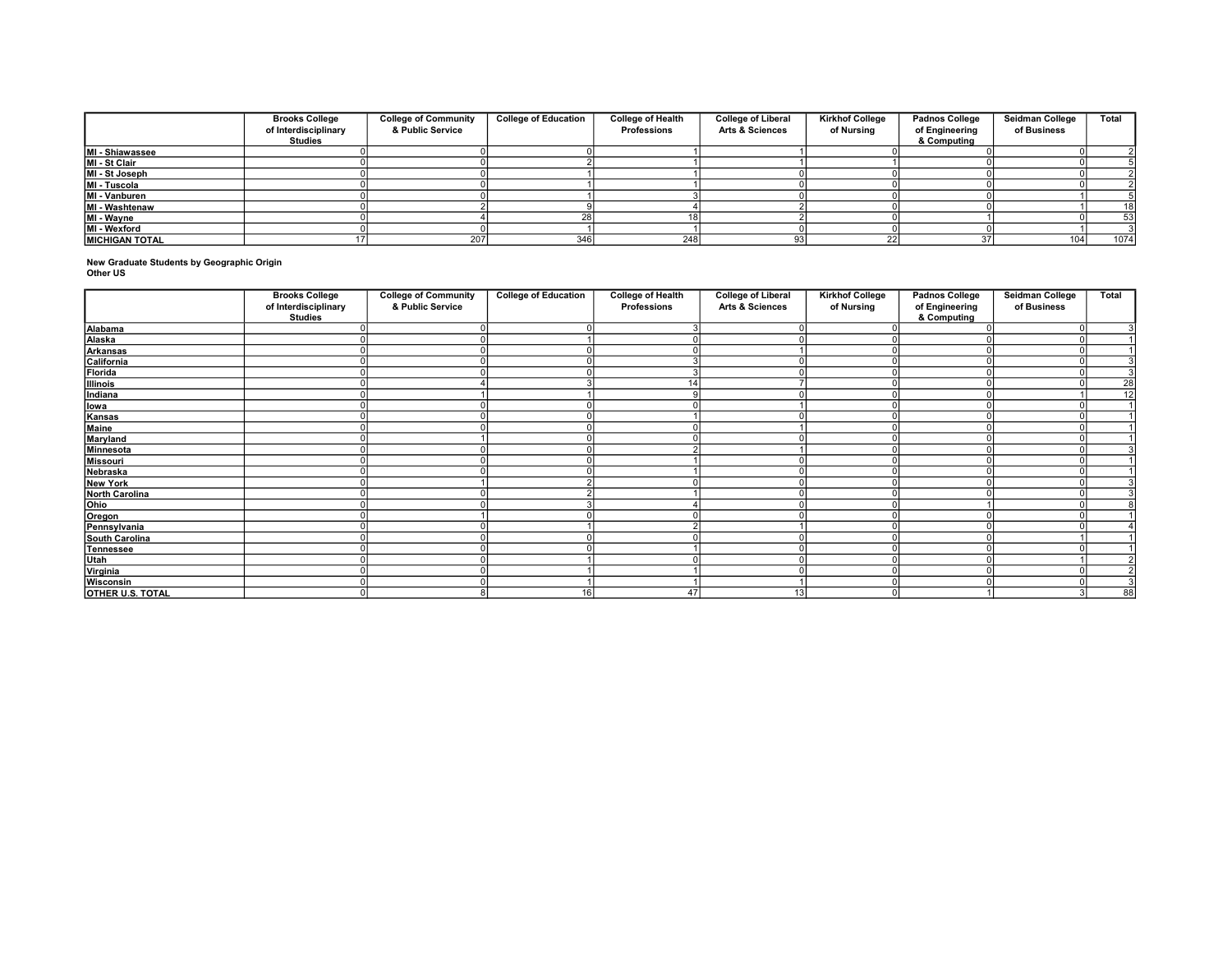| | Brooks College of Interdisciplinary Studies | College of Community & Public Service | College of Education | College of Health Professions | College of Liberal Arts & Sciences | Kirkhof College of Nursing | Padnos College of Engineering & Computing | Seidman College of Business | Total |
|---|---|---|---|---|---|---|---|---|---|
| MI - Shiawassee | 0 | 0 | 0 | 1 | 1 | 0 | 0 | 0 | 2 |
| MI - St Clair | 0 | 0 | 2 | 1 | 1 | 1 | 0 | 0 | 5 |
| MI - St Joseph | 0 | 0 | 1 | 1 | 0 | 0 | 0 | 0 | 2 |
| MI - Tuscola | 0 | 0 | 1 | 1 | 0 | 0 | 0 | 0 | 2 |
| MI - Vanburen | 0 | 0 | 1 | 3 | 0 | 0 | 0 | 1 | 5 |
| MI - Washtenaw | 0 | 2 | 9 | 4 | 2 | 0 | 0 | 1 | 18 |
| MI - Wayne | 0 | 4 | 28 | 18 | 2 | 0 | 1 | 0 | 53 |
| MI - Wexford | 0 | 0 | 1 | 1 | 0 | 0 | 0 | 1 | 3 |
| MICHIGAN TOTAL | 17 | 207 | 346 | 248 | 93 | 22 | 37 | 104 | 1074 |

**New Graduate Students by Geographic Origin**
**Other US**

| | Brooks College of Interdisciplinary Studies | College of Community & Public Service | College of Education | College of Health Professions | College of Liberal Arts & Sciences | Kirkhof College of Nursing | Padnos College of Engineering & Computing | Seidman College of Business | Total |
|---|---|---|---|---|---|---|---|---|---|
| Alabama | 0 | 0 | 0 | 3 | 0 | 0 | 0 | 0 | 3 |
| Alaska | 0 | 0 | 1 | 0 | 0 | 0 | 0 | 0 | 1 |
| Arkansas | 0 | 0 | 0 | 0 | 1 | 0 | 0 | 0 | 1 |
| California | 0 | 0 | 0 | 3 | 0 | 0 | 0 | 0 | 3 |
| Florida | 0 | 0 | 0 | 3 | 0 | 0 | 0 | 0 | 3 |
| Illinois | 0 | 4 | 3 | 14 | 7 | 0 | 0 | 0 | 28 |
| Indiana | 0 | 1 | 1 | 9 | 0 | 0 | 0 | 1 | 12 |
| Iowa | 0 | 0 | 0 | 0 | 1 | 0 | 0 | 0 | 1 |
| Kansas | 0 | 0 | 0 | 1 | 0 | 0 | 0 | 0 | 1 |
| Maine | 0 | 0 | 0 | 0 | 1 | 0 | 0 | 0 | 1 |
| Maryland | 0 | 1 | 0 | 0 | 0 | 0 | 0 | 0 | 1 |
| Minnesota | 0 | 0 | 0 | 2 | 1 | 0 | 0 | 0 | 3 |
| Missouri | 0 | 0 | 0 | 1 | 0 | 0 | 0 | 0 | 1 |
| Nebraska | 0 | 0 | 0 | 1 | 0 | 0 | 0 | 0 | 1 |
| New York | 0 | 1 | 2 | 0 | 0 | 0 | 0 | 0 | 3 |
| North Carolina | 0 | 0 | 2 | 1 | 0 | 0 | 0 | 0 | 3 |
| Ohio | 0 | 0 | 3 | 4 | 0 | 0 | 1 | 0 | 8 |
| Oregon | 0 | 1 | 0 | 0 | 0 | 0 | 0 | 0 | 1 |
| Pennsylvania | 0 | 0 | 1 | 2 | 1 | 0 | 0 | 0 | 4 |
| South Carolina | 0 | 0 | 0 | 0 | 0 | 0 | 0 | 1 | 1 |
| Tennessee | 0 | 0 | 0 | 1 | 0 | 0 | 0 | 0 | 1 |
| Utah | 0 | 0 | 1 | 0 | 0 | 0 | 0 | 1 | 2 |
| Virginia | 0 | 0 | 1 | 1 | 0 | 0 | 0 | 0 | 2 |
| Wisconsin | 0 | 0 | 1 | 1 | 1 | 0 | 0 | 0 | 3 |
| OTHER U.S. TOTAL | 0 | 8 | 16 | 47 | 13 | 0 | 1 | 3 | 88 |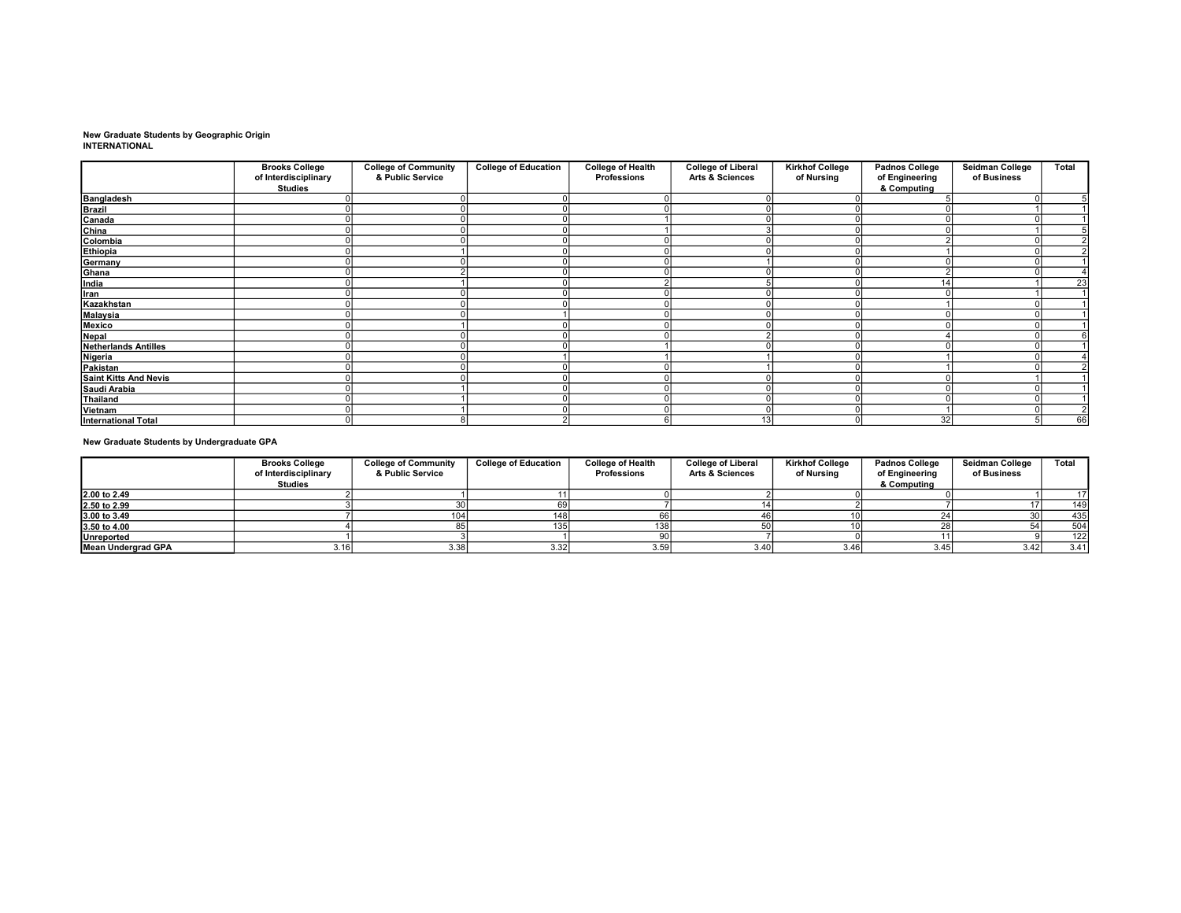**New Graduate Students by Geographic Origin**
**INTERNATIONAL**

| | Brooks College of Interdisciplinary Studies | College of Community & Public Service | College of Education | College of Health Professions | College of Liberal Arts & Sciences | Kirkhof College of Nursing | Padnos College of Engineering & Computing | Seidman College of Business | Total |
|---|---|---|---|---|---|---|---|---|---|
| Bangladesh | 0 | 0 | 0 | 0 | 0 | 0 | 5 | 0 | 5 |
| Brazil | 0 | 0 | 0 | 0 | 0 | 0 | 0 | 1 | 1 |
| Canada | 0 | 0 | 0 | 1 | 0 | 0 | 0 | 0 | 1 |
| China | 0 | 0 | 0 | 1 | 3 | 0 | 0 | 1 | 5 |
| Colombia | 0 | 0 | 0 | 0 | 0 | 0 | 2 | 0 | 2 |
| Ethiopia | 0 | 1 | 0 | 0 | 0 | 0 | 1 | 0 | 2 |
| Germany | 0 | 0 | 0 | 0 | 1 | 0 | 0 | 0 | 1 |
| Ghana | 0 | 2 | 0 | 0 | 0 | 0 | 2 | 0 | 4 |
| India | 0 | 1 | 0 | 2 | 5 | 0 | 14 | 1 | 23 |
| Iran | 0 | 0 | 0 | 0 | 0 | 0 | 0 | 1 | 1 |
| Kazakhstan | 0 | 0 | 0 | 0 | 0 | 0 | 1 | 0 | 1 |
| Malaysia | 0 | 0 | 1 | 0 | 0 | 0 | 0 | 0 | 1 |
| Mexico | 0 | 1 | 0 | 0 | 0 | 0 | 0 | 0 | 1 |
| Nepal | 0 | 0 | 0 | 0 | 2 | 0 | 4 | 0 | 6 |
| Netherlands Antilles | 0 | 0 | 0 | 1 | 0 | 0 | 0 | 0 | 1 |
| Nigeria | 0 | 0 | 1 | 1 | 1 | 0 | 1 | 0 | 4 |
| Pakistan | 0 | 0 | 0 | 0 | 1 | 0 | 1 | 0 | 2 |
| Saint Kitts And Nevis | 0 | 0 | 0 | 0 | 0 | 0 | 0 | 1 | 1 |
| Saudi Arabia | 0 | 1 | 0 | 0 | 0 | 0 | 0 | 0 | 1 |
| Thailand | 0 | 1 | 0 | 0 | 0 | 0 | 0 | 0 | 1 |
| Vietnam | 0 | 1 | 0 | 0 | 0 | 0 | 1 | 0 | 2 |
| International Total | 0 | 8 | 2 | 6 | 13 | 0 | 32 | 5 | 66 |

**New Graduate Students by Undergraduate GPA**

| | Brooks College of Interdisciplinary Studies | College of Community & Public Service | College of Education | College of Health Professions | College of Liberal Arts & Sciences | Kirkhof College of Nursing | Padnos College of Engineering & Computing | Seidman College of Business | Total |
|---|---|---|---|---|---|---|---|---|---|
| 2.00 to 2.49 | 2 | 1 | 11 | 0 | 2 | 0 | 0 | 1 | 17 |
| 2.50 to 2.99 | 3 | 30 | 69 | 7 | 14 | 2 | 7 | 17 | 149 |
| 3.00 to 3.49 | 7 | 104 | 148 | 66 | 46 | 10 | 24 | 30 | 435 |
| 3.50 to 4.00 | 4 | 85 | 135 | 138 | 50 | 10 | 28 | 54 | 504 |
| Unreported | 1 | 3 | 1 | 90 | 7 | 0 | 11 | 9 | 122 |
| Mean Undergrad GPA | 3.16 | 3.38 | 3.32 | 3.59 | 3.40 | 3.46 | 3.45 | 3.42 | 3.41 |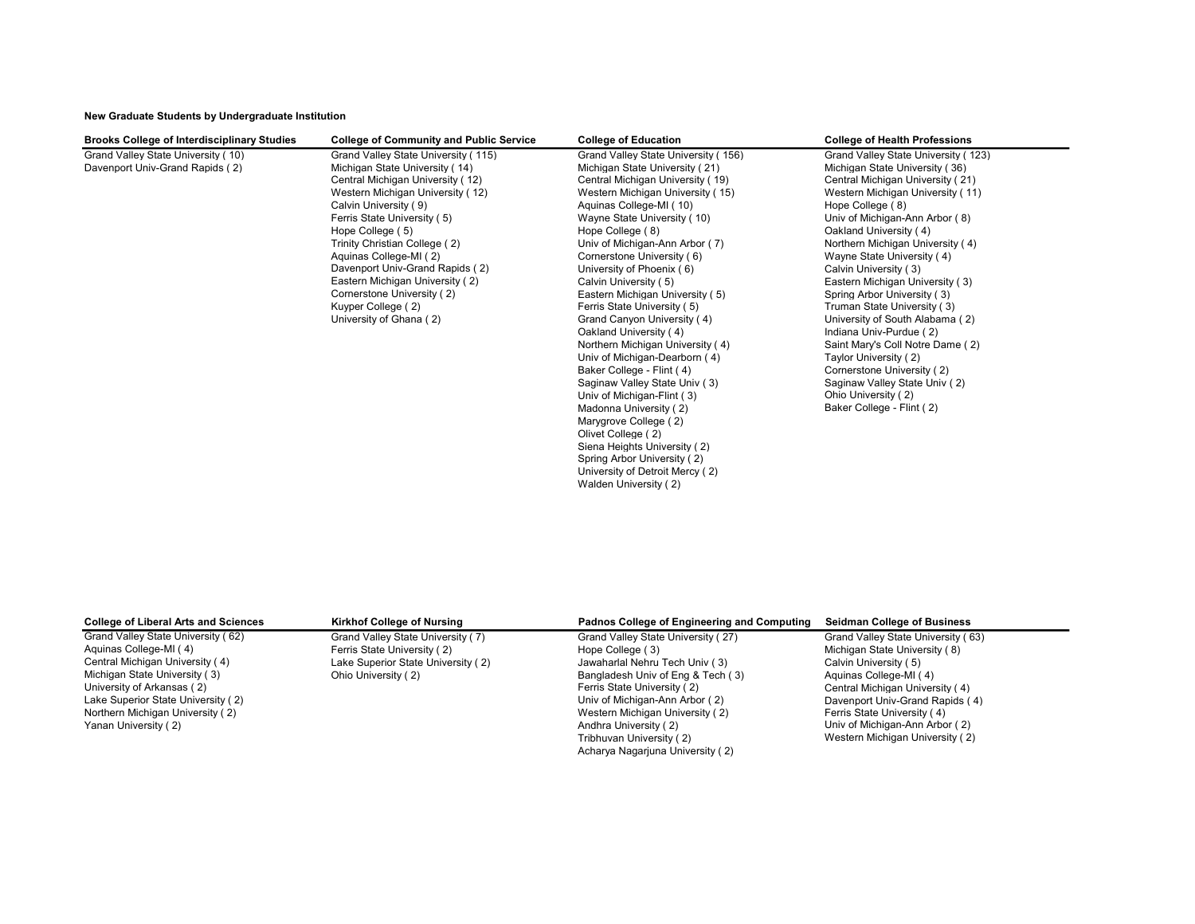**New Graduate Students by Undergraduate Institution**

| Brooks College of Interdisciplinary Studies | College of Community and Public Service | College of Education | College of Health Professions |
|---|---|---|---|
| Grand Valley State University ( 10) | Grand Valley State University ( 115) | Grand Valley State University ( 156) | Grand Valley State University ( 123) |
| Davenport Univ-Grand Rapids ( 2) | Michigan State University ( 14) | Michigan State University ( 21) | Michigan State University ( 36) |
| | Central Michigan University ( 12) | Central Michigan University ( 19) | Central Michigan University ( 21) |
| | Western Michigan University ( 12) | Western Michigan University ( 15) | Western Michigan University ( 11) |
| | Calvin University ( 9) | Aquinas College-MI ( 10) | Hope College ( 8) |
| | Ferris State University ( 5) | Wayne State University ( 10) | Univ of Michigan-Ann Arbor ( 8) |
| | Hope College ( 5) | Hope College ( 8) | Oakland University ( 4) |
| | Trinity Christian College ( 2) | Univ of Michigan-Ann Arbor ( 7) | Northern Michigan University ( 4) |
| | Aquinas College-MI ( 2) | Cornerstone University ( 6) | Wayne State University ( 4) |
| | Davenport Univ-Grand Rapids ( 2) | University of Phoenix ( 6) | Calvin University ( 3) |
| | Eastern Michigan University ( 2) | Calvin University ( 5) | Eastern Michigan University ( 3) |
| | Cornerstone University ( 2) | Eastern Michigan University ( 5) | Spring Arbor University ( 3) |
| | Kuyper College ( 2) | Ferris State University ( 5) | Truman State University ( 3) |
| | University of Ghana ( 2) | Grand Canyon University ( 4) | University of South Alabama ( 2) |
| | | Oakland University ( 4) | Indiana Univ-Purdue ( 2) |
| | | Northern Michigan University ( 4) | Saint Mary's Coll Notre Dame ( 2) |
| | | Univ of Michigan-Dearborn ( 4) | Taylor University ( 2) |
| | | Baker College - Flint ( 4) | Cornerstone University ( 2) |
| | | Saginaw Valley State Univ ( 3) | Saginaw Valley State Univ ( 2) |
| | | Univ of Michigan-Flint ( 3) | Ohio University ( 2) |
| | | Madonna University ( 2) | Baker College - Flint ( 2) |
| | | Marygrove College ( 2) | |
| | | Olivet College ( 2) | |
| | | Siena Heights University ( 2) | |
| | | Spring Arbor University ( 2) | |
| | | University of Detroit Mercy ( 2) | |
| | | Walden University ( 2) | |

| College of Liberal Arts and Sciences | Kirkhof College of Nursing | Padnos College of Engineering and Computing | Seidman College of Business |
|---|---|---|---|
| Grand Valley State University ( 62) | Grand Valley State University ( 7) | Grand Valley State University ( 27) | Grand Valley State University ( 63) |
| Aquinas College-MI ( 4) | Ferris State University ( 2) | Hope College ( 3) | Michigan State University ( 8) |
| Central Michigan University ( 4) | Lake Superior State University ( 2) | Jawaharlal Nehru Tech Univ ( 3) | Calvin University ( 5) |
| Michigan State University ( 3) | Ohio University ( 2) | Bangladesh Univ of Eng & Tech ( 3) | Aquinas College-MI ( 4) |
| University of Arkansas ( 2) | | Ferris State University ( 2) | Central Michigan University ( 4) |
| Lake Superior State University ( 2) | | Univ of Michigan-Ann Arbor ( 2) | Davenport Univ-Grand Rapids ( 4) |
| Northern Michigan University ( 2) | | Western Michigan University ( 2) | Ferris State University ( 4) |
| Yanan University ( 2) | | Andhra University ( 2) | Univ of Michigan-Ann Arbor ( 2) |
| | | Tribhuvan University ( 2) | Western Michigan University ( 2) |
| | | Acharya Nagarjuna University ( 2) | |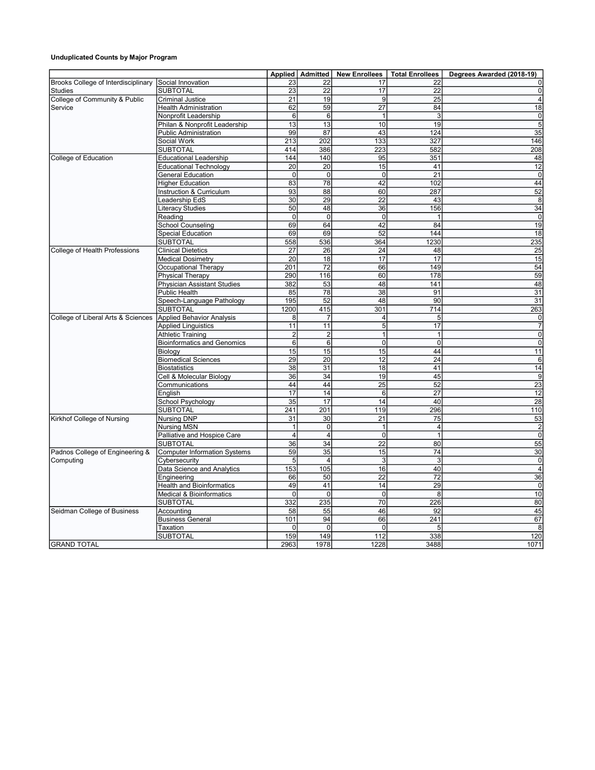**Unduplicated Counts by Major Program**

| | | Applied | Admitted | New Enrollees | Total Enrollees | Degrees Awarded (2018-19) |
|---|---|---|---|---|---|---|
| Brooks College of Interdisciplinary Studies | Social Innovation | 23 | 22 | 17 | 22 | 0 |
| | SUBTOTAL | 23 | 22 | 17 | 22 | 0 |
| College of Community & Public Service | Criminal Justice | 21 | 19 | 9 | 25 | 4 |
| | Health Administration | 62 | 59 | 27 | 84 | 18 |
| | Nonprofit Leadership | 6 | 6 | 1 | 3 | 0 |
| | Philan & Nonprofit Leadership | 13 | 13 | 10 | 19 | 5 |
| | Public Administration | 99 | 87 | 43 | 124 | 35 |
| | Social Work | 213 | 202 | 133 | 327 | 146 |
| | SUBTOTAL | 414 | 386 | 223 | 582 | 208 |
| College of Education | Educational Leadership | 144 | 140 | 95 | 351 | 48 |
| | Educational Technology | 20 | 20 | 15 | 41 | 12 |
| | General Education | 0 | 0 | 0 | 21 | 0 |
| | Higher Education | 83 | 78 | 42 | 102 | 44 |
| | Instruction & Curriculum | 93 | 88 | 60 | 287 | 52 |
| | Leadership EdS | 30 | 29 | 22 | 43 | 8 |
| | Literacy Studies | 50 | 48 | 36 | 156 | 34 |
| | Reading | 0 | 0 | 0 | 1 | 0 |
| | School Counseling | 69 | 64 | 42 | 84 | 19 |
| | Special Education | 69 | 69 | 52 | 144 | 18 |
| | SUBTOTAL | 558 | 536 | 364 | 1230 | 235 |
| College of Health Professions | Clinical Dietetics | 27 | 26 | 24 | 48 | 25 |
| | Medical Dosimetry | 20 | 18 | 17 | 17 | 15 |
| | Occupational Therapy | 201 | 72 | 66 | 149 | 54 |
| | Physical Therapy | 290 | 116 | 60 | 178 | 59 |
| | Physician Assistant Studies | 382 | 53 | 48 | 141 | 48 |
| | Public Health | 85 | 78 | 38 | 91 | 31 |
| | Speech-Language Pathology | 195 | 52 | 48 | 90 | 31 |
| | SUBTOTAL | 1200 | 415 | 301 | 714 | 263 |
| College of Liberal Arts & Sciences | Applied Behavior Analysis | 8 | 7 | 4 | 5 | 0 |
| | Applied Linguistics | 11 | 11 | 5 | 17 | 7 |
| | Athletic Training | 2 | 2 | 1 | 1 | 0 |
| | Bioinformatics and Genomics | 6 | 6 | 0 | 0 | 0 |
| | Biology | 15 | 15 | 15 | 44 | 11 |
| | Biomedical Sciences | 29 | 20 | 12 | 24 | 6 |
| | Biostatistics | 38 | 31 | 18 | 41 | 14 |
| | Cell & Molecular Biology | 36 | 34 | 19 | 45 | 9 |
| | Communications | 44 | 44 | 25 | 52 | 23 |
| | English | 17 | 14 | 6 | 27 | 12 |
| | School Psychology | 35 | 17 | 14 | 40 | 28 |
| | SUBTOTAL | 241 | 201 | 119 | 296 | 110 |
| Kirkhof College of Nursing | Nursing DNP | 31 | 30 | 21 | 75 | 53 |
| | Nursing MSN | 1 | 0 | 1 | 4 | 2 |
| | Palliative and Hospice Care | 4 | 4 | 0 | 1 | 0 |
| | SUBTOTAL | 36 | 34 | 22 | 80 | 55 |
| Padnos College of Engineering & Computing | Computer Information Systems | 59 | 35 | 15 | 74 | 30 |
| | Cybersecurity | 5 | 4 | 3 | 3 | 0 |
| | Data Science and Analytics | 153 | 105 | 16 | 40 | 4 |
| | Engineering | 66 | 50 | 22 | 72 | 36 |
| | Health and Bioinformatics | 49 | 41 | 14 | 29 | 0 |
| | Medical & Bioinformatics | 0 | 0 | 0 | 8 | 10 |
| | SUBTOTAL | 332 | 235 | 70 | 226 | 80 |
| Seidman College of Business | Accounting | 58 | 55 | 46 | 92 | 45 |
| | Business General | 101 | 94 | 66 | 241 | 67 |
| | Taxation | 0 | 0 | 0 | 5 | 8 |
| | SUBTOTAL | 159 | 149 | 112 | 338 | 120 |
| GRAND TOTAL | | 2963 | 1978 | 1228 | 3488 | 1071 |